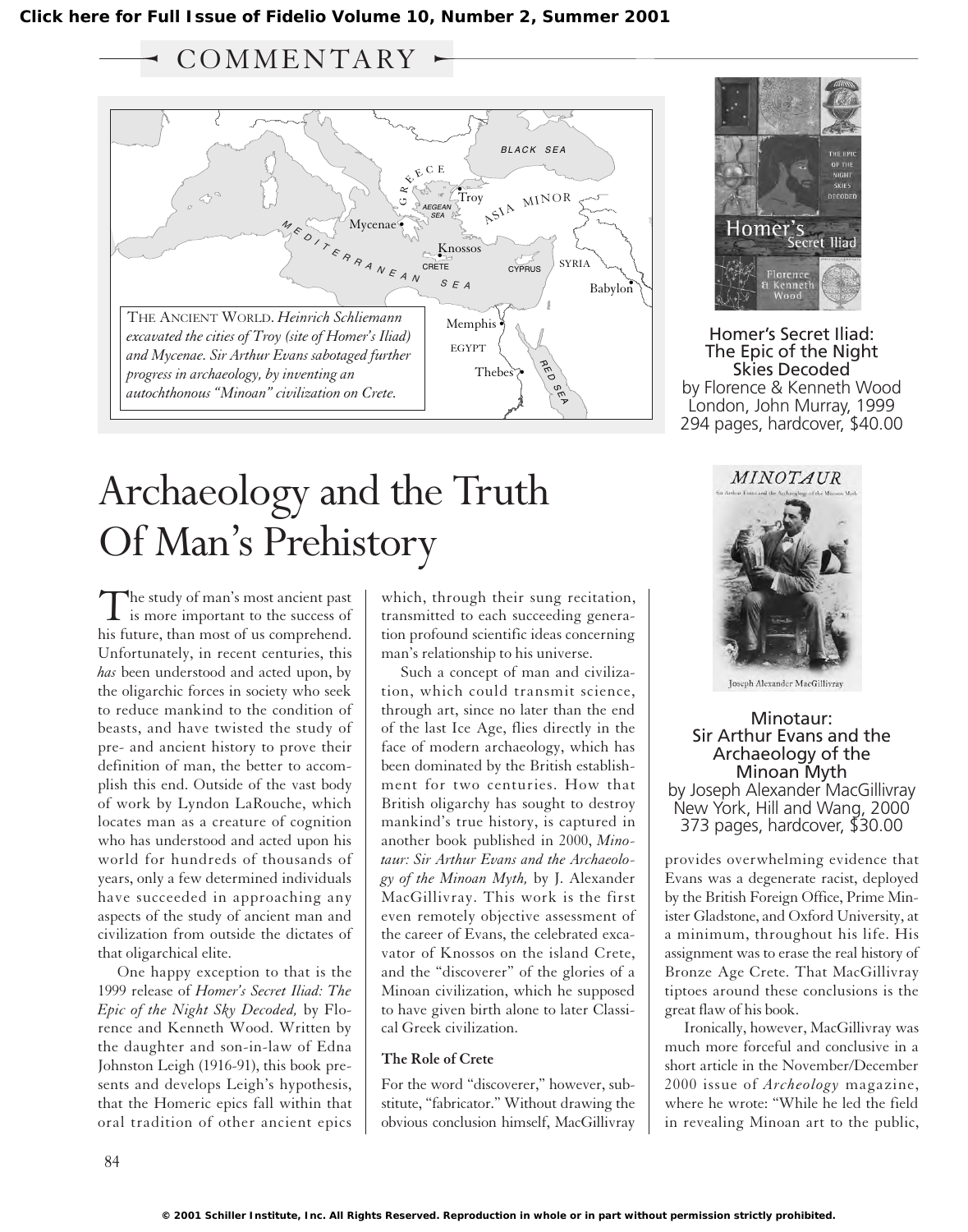COMMENTARY

THE ANCIENT WORLD. *Heinrich Schliemann excavated the cities of Troy (site of Homer's Iliad) and Mycenae. Sir Arthur Evans sabotaged further progress in archaeology, by inventing an autochthonous "Minoan" civilization on Crete.*

**Homer's Secret Iliad: The Epic of the Night Skies Decoded**
by Florence & Kenneth Wood
London, John Murray, 1999
294 pages, hardcover, $40.00

**Minotaur: Sir Arthur Evans and the Archaeology of the Minoan Myth**
by Joseph Alexander MacGillivray
New York, Hill and Wang, 2000
373 pages, hardcover, $30.00

# Archaeology and the Truth Of Man's Prehistory

The study of man's most ancient past is more important to the success of his future, than most of us comprehend. Unfortunately, in recent centuries, this *has* been understood and acted upon, by the oligarchic forces in society who seek to reduce mankind to the condition of beasts, and have twisted the study of pre- and ancient history to prove their definition of man, the better to accomplish this end. Outside of the vast body of work by Lyndon LaRouche, which locates man as a creature of cognition who has understood and acted upon his world for hundreds of thousands of years, only a few determined individuals have succeeded in approaching any aspects of the study of ancient man and civilization from outside the dictates of that oligarchical elite.

One happy exception to that is the 1999 release of *Homer's Secret Iliad: The Epic of the Night Sky Decoded,* by Florence and Kenneth Wood. Written by the daughter and son-in-law of Edna Johnston Leigh (1916-91), this book presents and develops Leigh's hypothesis, that the Homeric epics fall within that oral tradition of other ancient epics which, through their sung recitation, transmitted to each succeeding generation profound scientific ideas concerning man's relationship to his universe.

Such a concept of man and civilization, which could transmit science, through art, since no later than the end of the last Ice Age, flies directly in the face of modern archaeology, which has been dominated by the British establishment for two centuries. How that British oligarchy has sought to destroy mankind's true history, is captured in another book published in 2000, *Minotaur: Sir Arthur Evans and the Archaeology of the Minoan Myth,* by J. Alexander MacGillivray. This work is the first even remotely objective assessment of the career of Evans, the celebrated excavator of Knossos on the island Crete, and the "discoverer" of the glories of a Minoan civilization, which he supposed to have given birth alone to later Classical Greek civilization.

### The Role of Crete

For the word "discoverer," however, substitute, "fabricator." Without drawing the obvious conclusion himself, MacGillivray provides overwhelming evidence that Evans was a degenerate racist, deployed by the British Foreign Office, Prime Minister Gladstone, and Oxford University, at a minimum, throughout his life. His assignment was to erase the real history of Bronze Age Crete. That MacGillivray tiptoes around these conclusions is the great flaw of his book.

Ironically, however, MacGillivray was much more forceful and conclusive in a short article in the November/December 2000 issue of *Archeology* magazine, where he wrote: "While he led the field in revealing Minoan art to the public,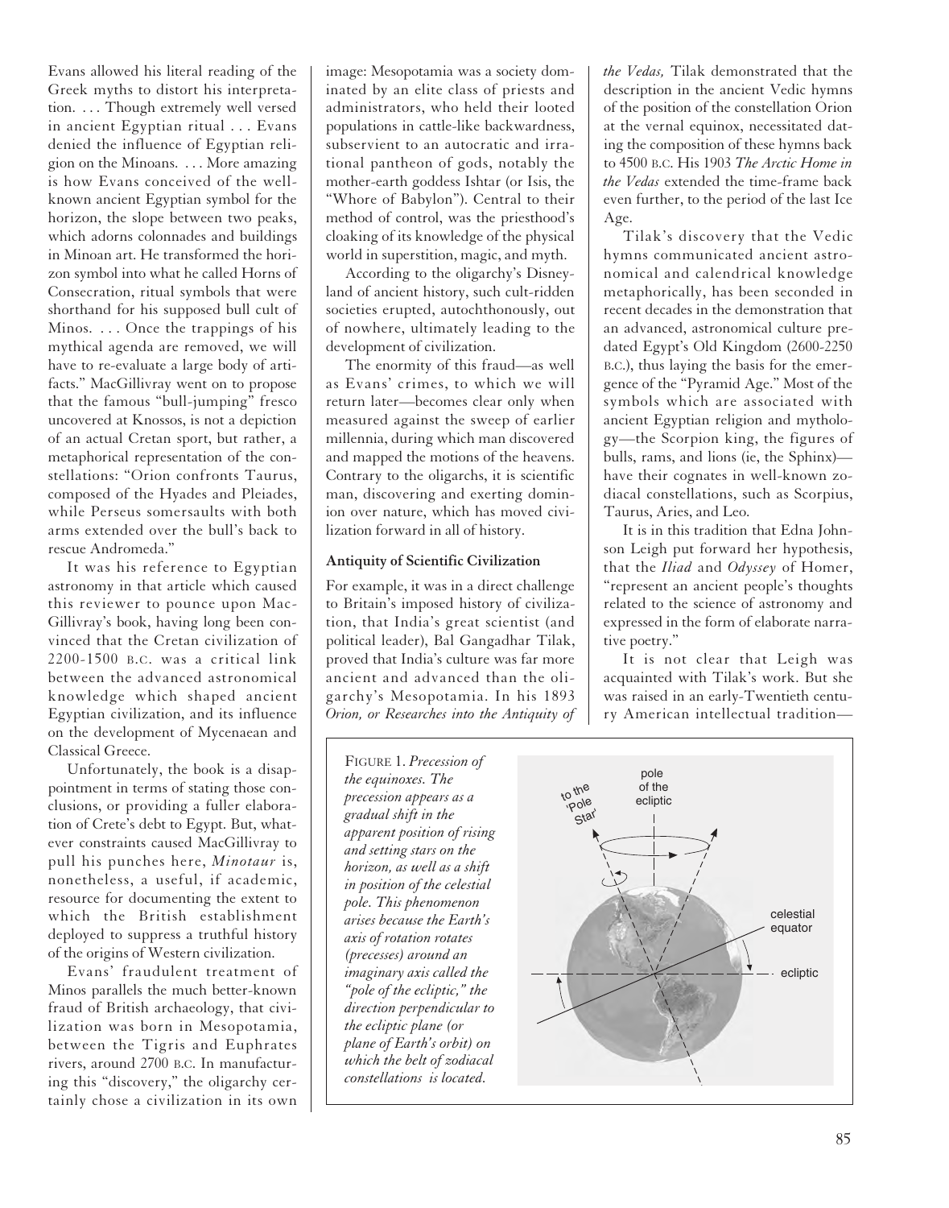Evans allowed his literal reading of the Greek myths to distort his interpretation. . . . Though extremely well versed in ancient Egyptian ritual . . . Evans denied the influence of Egyptian religion on the Minoans. . . . More amazing is how Evans conceived of the well-known ancient Egyptian symbol for the horizon, the slope between two peaks, which adorns colonnades and buildings in Minoan art. He transformed the horizon symbol into what he called Horns of Consecration, ritual symbols that were shorthand for his supposed bull cult of Minos. . . . Once the trappings of his mythical agenda are removed, we will have to re-evaluate a large body of artifacts." MacGillivray went on to propose that the famous "bull-jumping" fresco uncovered at Knossos, is not a depiction of an actual Cretan sport, but rather, a metaphorical representation of the constellations: "Orion confronts Taurus, composed of the Hyades and Pleiades, while Perseus somersaults with both arms extended over the bull's back to rescue Andromeda."

It was his reference to Egyptian astronomy in that article which caused this reviewer to pounce upon MacGillivray's book, having long been convinced that the Cretan civilization of 2200-1500 B.C. was a critical link between the advanced astronomical knowledge which shaped ancient Egyptian civilization, and its influence on the development of Mycenaean and Classical Greece.

Unfortunately, the book is a disappointment in terms of stating those conclusions, or providing a fuller elaboration of Crete's debt to Egypt. But, whatever constraints caused MacGillivray to pull his punches here, *Minotaur* is, nonetheless, a useful, if academic, resource for documenting the extent to which the British establishment deployed to suppress a truthful history of the origins of Western civilization.

Evans' fraudulent treatment of Minos parallels the much better-known fraud of British archaeology, that civilization was born in Mesopotamia, between the Tigris and Euphrates rivers, around 2700 B.C. In manufacturing this "discovery," the oligarchy certainly chose a civilization in its own image: Mesopotamia was a society dominated by an elite class of priests and administrators, who held their looted populations in cattle-like backwardness, subservient to an autocratic and irrational pantheon of gods, notably the mother-earth goddess Ishtar (or Isis, the "Whore of Babylon"). Central to their method of control, was the priesthood's cloaking of its knowledge of the physical world in superstition, magic, and myth.

According to the oligarchy's Disneyland of ancient history, such cult-ridden societies erupted, autochthonously, out of nowhere, ultimately leading to the development of civilization.

The enormity of this fraud—as well as Evans' crimes, to which we will return later—becomes clear only when measured against the sweep of earlier millennia, during which man discovered and mapped the motions of the heavens. Contrary to the oligarchs, it is scientific man, discovering and exerting dominion over nature, which has moved civilization forward in all of history.

### Antiquity of Scientific Civilization

For example, it was in a direct challenge to Britain's imposed history of civilization, that India's great scientist (and political leader), Bal Gangadhar Tilak, proved that India's culture was far more ancient and advanced than the oligarchy's Mesopotamia. In his 1893 *Orion, or Researches into the Antiquity of the Vedas,* Tilak demonstrated that the description in the ancient Vedic hymns of the position of the constellation Orion at the vernal equinox, necessitated dating the composition of these hymns back to 4500 B.C. His 1903 *The Arctic Home in the Vedas* extended the time-frame back even further, to the period of the last Ice Age.

Tilak's discovery that the Vedic hymns communicated ancient astronomical and calendrical knowledge metaphorically, has been seconded in recent decades in the demonstration that an advanced, astronomical culture predated Egypt's Old Kingdom (2600-2250 B.C.), thus laying the basis for the emergence of the "Pyramid Age." Most of the symbols which are associated with ancient Egyptian religion and mythology—the Scorpion king, the figures of bulls, rams, and lions (ie, the Sphinx)—have their cognates in well-known zodiacal constellations, such as Scorpius, Taurus, Aries, and Leo.

It is in this tradition that Edna Johnson Leigh put forward her hypothesis, that the *Iliad* and *Odyssey* of Homer, "represent an ancient people's thoughts related to the science of astronomy and expressed in the form of elaborate narrative poetry."

It is not clear that Leigh was acquainted with Tilak's work. But she was raised in an early-Twentieth century American intellectual tradition—

FIGURE 1. *Precession of the equinoxes. The precession appears as a gradual shift in the apparent position of rising and setting stars on the horizon, as well as a shift in position of the celestial pole. This phenomenon arises because the Earth's axis of rotation rotates (precesses) around an imaginary axis called the "pole of the ecliptic," the direction perpendicular to the ecliptic plane (or plane of Earth's orbit) on which the belt of zodiacal constellations is located.*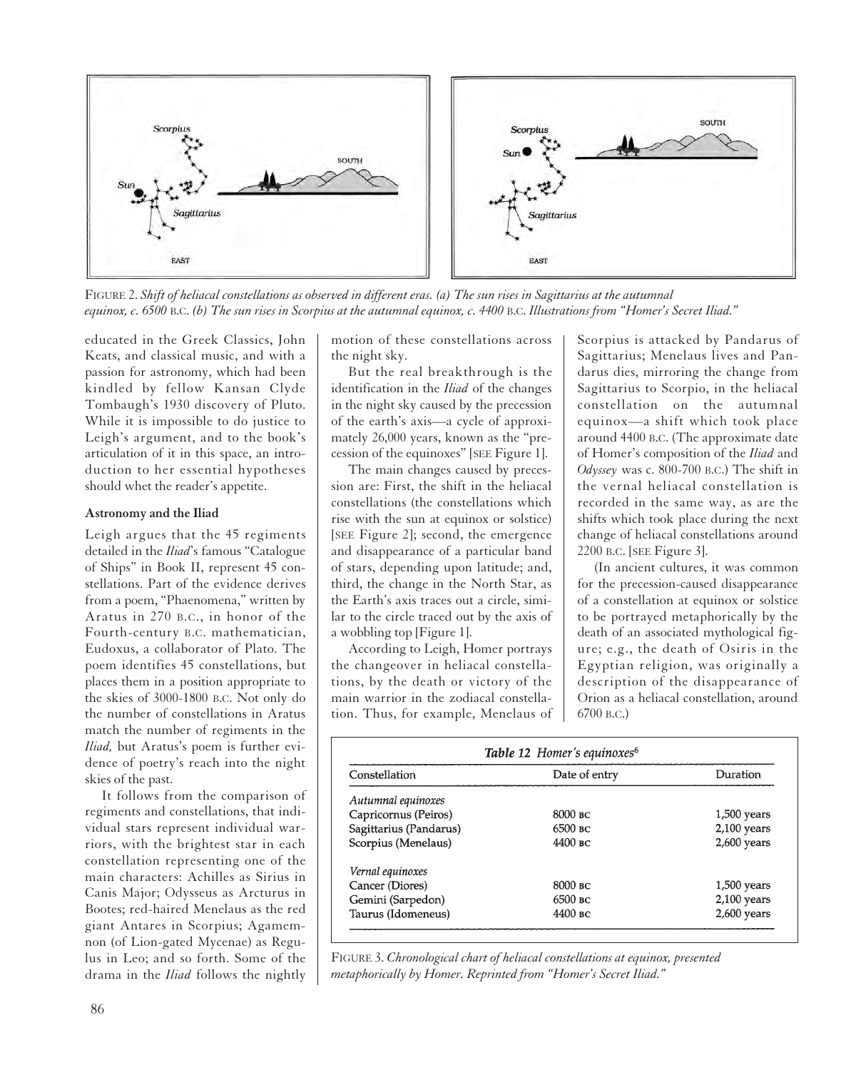FIGURE 2. *Shift of heliacal constellations as observed in different eras. (a) The sun rises in Sagittarius at the autumnal equinox, c. 6500 B.C. (b) The sun rises in Scorpius at the autumnal equinox, c. 4400 B.C. Illustrations from "Homer's Secret Iliad."*

educated in the Greek Classics, John Keats, and classical music, and with a passion for astronomy, which had been kindled by fellow Kansan Clyde Tombaugh's 1930 discovery of Pluto. While it is impossible to do justice to Leigh's argument, and to the book's articulation of it in this space, an introduction to her essential hypotheses should whet the reader's appetite.

**Astronomy and the Iliad**

Leigh argues that the 45 regiments detailed in the *Iliad*'s famous "Catalogue of Ships" in Book II, represent 45 constellations. Part of the evidence derives from a poem, "Phaenomena," written by Aratus in 270 B.C., in honor of the Fourth-century B.C. mathematician, Eudoxus, a collaborator of Plato. The poem identifies 45 constellations, but places them in a position appropriate to the skies of 3000-1800 B.C. Not only do the number of constellations in Aratus match the number of regiments in the *Iliad,* but Aratus's poem is further evidence of poetry's reach into the night skies of the past.

It follows from the comparison of regiments and constellations, that individual stars represent individual warriors, with the brightest star in each constellation representing one of the main characters: Achilles as Sirius in Canis Major; Odysseus as Arcturus in Bootes; red-haired Menelaus as the red giant Antares in Scorpius; Agamemnon (of Lion-gated Mycenae) as Regulus in Leo; and so forth. Some of the drama in the *Iliad* follows the nightly motion of these constellations across the night sky.

But the real breakthrough is the identification in the *Iliad* of the changes in the night sky caused by the precession of the earth's axis—a cycle of approximately 26,000 years, known as the "precession of the equinoxes" [SEE Figure 1].

The main changes caused by precession are: First, the shift in the heliacal constellations (the constellations which rise with the sun at equinox or solstice) [SEE Figure 2]; second, the emergence and disappearance of a particular band of stars, depending upon latitude; and, third, the change in the North Star, as the Earth's axis traces out a circle, similar to the circle traced out by the axis of a wobbling top [Figure 1].

According to Leigh, Homer portrays the changeover in heliacal constellations, by the death or victory of the main warrior in the zodiacal constellation. Thus, for example, Menelaus of Scorpius is attacked by Pandarus of Sagittarius; Menelaus lives and Pandarus dies, mirroring the change from Sagittarius to Scorpio, in the heliacal constellation on the autumnal equinox—a shift which took place around 4400 B.C. (The approximate date of Homer's composition of the *Iliad* and *Odyssey* was c. 800-700 B.C.) The shift in the vernal heliacal constellation is recorded in the same way, as are the shifts which took place during the next change of heliacal constellations around 2200 B.C. [SEE Figure 3].

(In ancient cultures, it was common for the precession-caused disappearance of a constellation at equinox or solstice to be portrayed metaphorically by the death of an associated mythological figure; e.g., the death of Osiris in the Egyptian religion, was originally a description of the disappearance of Orion as a heliacal constellation, around 6700 B.C.)

***Table 12** Homer's equinoxes*[6]

| Constellation | Date of entry | Duration |
|---|---|---|
| *Autumnal equinoxes* | | |
| Capricornus (Peiros) | 8000 BC | 1,500 years |
| Sagittarius (Pandarus) | 6500 BC | 2,100 years |
| Scorpius (Menelaus) | 4400 BC | 2,600 years |
| *Vernal equinoxes* | | |
| Cancer (Diores) | 8000 BC | 1,500 years |
| Gemini (Sarpedon) | 6500 BC | 2,100 years |
| Taurus (Idomeneus) | 4400 BC | 2,600 years |

FIGURE 3. *Chronological chart of heliacal constellations at equinox, presented metaphorically by Homer. Reprinted from "Homer's Secret Iliad."*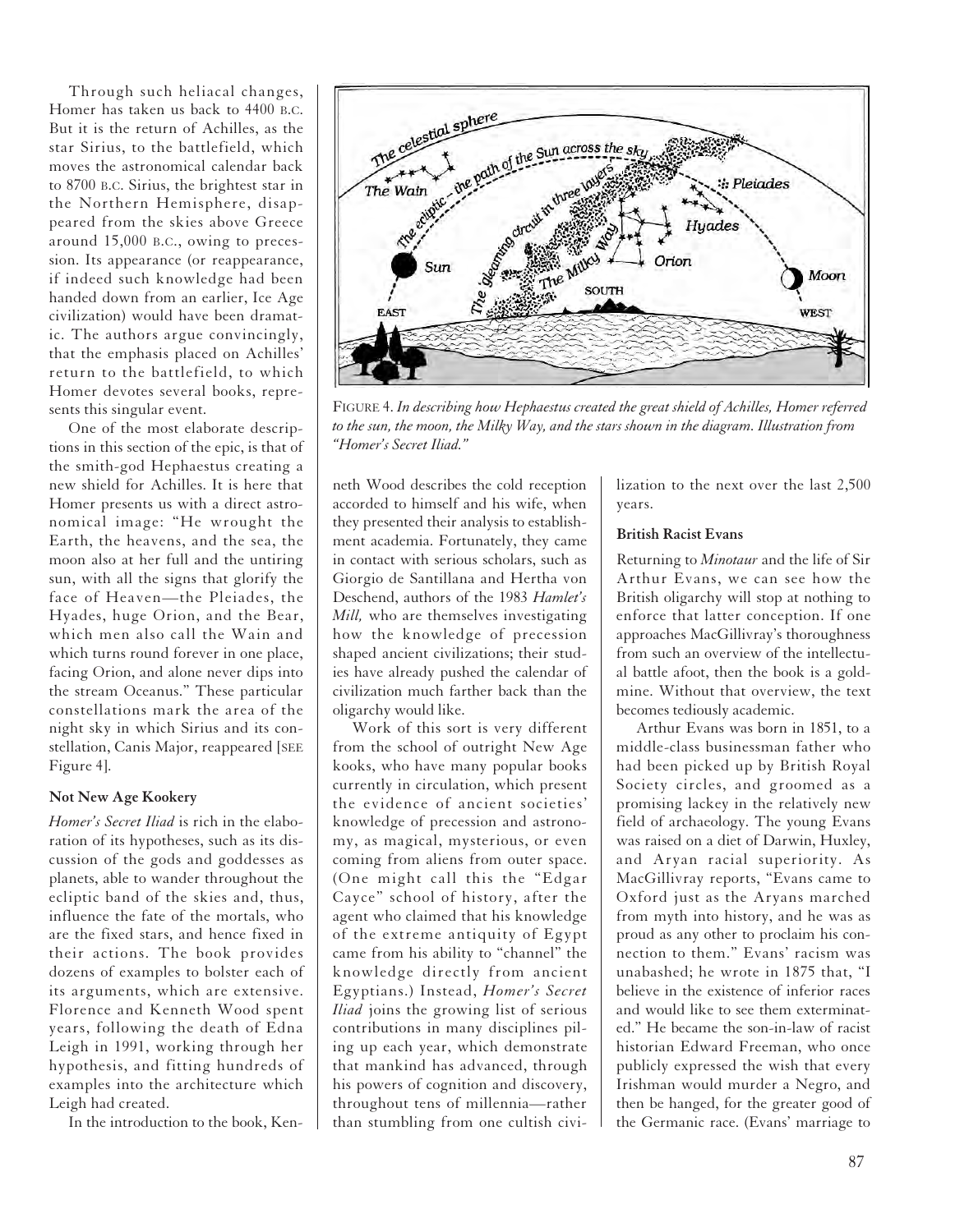Through such heliacal changes, Homer has taken us back to 4400 B.C. But it is the return of Achilles, as the star Sirius, to the battlefield, which moves the astronomical calendar back to 8700 B.C. Sirius, the brightest star in the Northern Hemisphere, disappeared from the skies above Greece around 15,000 B.C., owing to precession. Its appearance (or reappearance, if indeed such knowledge had been handed down from an earlier, Ice Age civilization) would have been dramatic. The authors argue convincingly, that the emphasis placed on Achilles' return to the battlefield, to which Homer devotes several books, represents this singular event.

One of the most elaborate descriptions in this section of the epic, is that of the smith-god Hephaestus creating a new shield for Achilles. It is here that Homer presents us with a direct astronomical image: "He wrought the Earth, the heavens, and the sea, the moon also at her full and the untiring sun, with all the signs that glorify the face of Heaven—the Pleiades, the Hyades, huge Orion, and the Bear, which men also call the Wain and which turns round forever in one place, facing Orion, and alone never dips into the stream Oceanus." These particular constellations mark the area of the night sky in which Sirius and its constellation, Canis Major, reappeared [SEE Figure 4].

FIGURE 4. *In describing how Hephaestus created the great shield of Achilles, Homer referred to the sun, the moon, the Milky Way, and the stars shown in the diagram. Illustration from "Homer's Secret Iliad."*

### Not New Age Kookery

*Homer's Secret Iliad* is rich in the elaboration of its hypotheses, such as its discussion of the gods and goddesses as planets, able to wander throughout the ecliptic band of the skies and, thus, influence the fate of the mortals, who are the fixed stars, and hence fixed in their actions. The book provides dozens of examples to bolster each of its arguments, which are extensive. Florence and Kenneth Wood spent years, following the death of Edna Leigh in 1991, working through her hypothesis, and fitting hundreds of examples into the architecture which Leigh had created.

In the introduction to the book, Kenneth Wood describes the cold reception accorded to himself and his wife, when they presented their analysis to establishment academia. Fortunately, they came in contact with serious scholars, such as Giorgio de Santillana and Hertha von Deschend, authors of the 1983 *Hamlet's Mill,* who are themselves investigating how the knowledge of precession shaped ancient civilizations; their studies have already pushed the calendar of civilization much farther back than the oligarchy would like.

Work of this sort is very different from the school of outright New Age kooks, who have many popular books currently in circulation, which present the evidence of ancient societies' knowledge of precession and astronomy, as magical, mysterious, or even coming from aliens from outer space. (One might call this the "Edgar Cayce" school of history, after the agent who claimed that his knowledge of the extreme antiquity of Egypt came from his ability to "channel" the knowledge directly from ancient Egyptians.) Instead, *Homer's Secret Iliad* joins the growing list of serious contributions in many disciplines piling up each year, which demonstrate that mankind has advanced, through his powers of cognition and discovery, throughout tens of millennia—rather than stumbling from one cultish civilization to the next over the last 2,500 years.

### British Racist Evans

Returning to *Minotaur* and the life of Sir Arthur Evans, we can see how the British oligarchy will stop at nothing to enforce that latter conception. If one approaches MacGillivray's thoroughness from such an overview of the intellectual battle afoot, then the book is a goldmine. Without that overview, the text becomes tediously academic.

Arthur Evans was born in 1851, to a middle-class businessman father who had been picked up by British Royal Society circles, and groomed as a promising lackey in the relatively new field of archaeology. The young Evans was raised on a diet of Darwin, Huxley, and Aryan racial superiority. As MacGillivray reports, "Evans came to Oxford just as the Aryans marched from myth into history, and he was as proud as any other to proclaim his connection to them." Evans' racism was unabashed; he wrote in 1875 that, "I believe in the existence of inferior races and would like to see them exterminated." He became the son-in-law of racist historian Edward Freeman, who once publicly expressed the wish that every Irishman would murder a Negro, and then be hanged, for the greater good of the Germanic race. (Evans' marriage to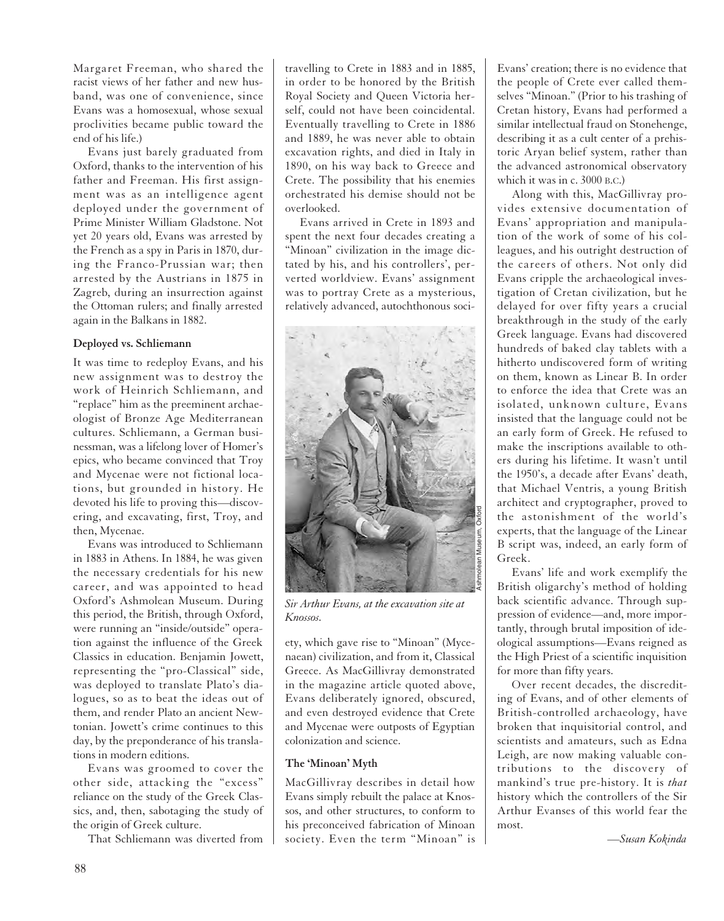Margaret Freeman, who shared the racist views of her father and new husband, was one of convenience, since Evans was a homosexual, whose sexual proclivities became public toward the end of his life.)

Evans just barely graduated from Oxford, thanks to the intervention of his father and Freeman. His first assignment was as an intelligence agent deployed under the government of Prime Minister William Gladstone. Not yet 20 years old, Evans was arrested by the French as a spy in Paris in 1870, during the Franco-Prussian war; then arrested by the Austrians in 1875 in Zagreb, during an insurrection against the Ottoman rulers; and finally arrested again in the Balkans in 1882.

**Deployed vs. Schliemann**

It was time to redeploy Evans, and his new assignment was to destroy the work of Heinrich Schliemann, and "replace" him as the preeminent archaeologist of Bronze Age Mediterranean cultures. Schliemann, a German businessman, was a lifelong lover of Homer's epics, who became convinced that Troy and Mycenae were not fictional locations, but grounded in history. He devoted his life to proving this—discovering, and excavating, first, Troy, and then, Mycenae.

Evans was introduced to Schliemann in 1883 in Athens. In 1884, he was given the necessary credentials for his new career, and was appointed to head Oxford's Ashmolean Museum. During this period, the British, through Oxford, were running an "inside/outside" operation against the influence of the Greek Classics in education. Benjamin Jowett, representing the "pro-Classical" side, was deployed to translate Plato's dialogues, so as to beat the ideas out of them, and render Plato an ancient Newtonian. Jowett's crime continues to this day, by the preponderance of his translations in modern editions.

Evans was groomed to cover the other side, attacking the "excess" reliance on the study of the Greek Classics, and, then, sabotaging the study of the origin of Greek culture.

That Schliemann was diverted from travelling to Crete in 1883 and in 1885, in order to be honored by the British Royal Society and Queen Victoria herself, could not have been coincidental. Eventually travelling to Crete in 1886 and 1889, he was never able to obtain excavation rights, and died in Italy in 1890, on his way back to Greece and Crete. The possibility that his enemies orchestrated his demise should not be overlooked.

Evans arrived in Crete in 1893 and spent the next four decades creating a "Minoan" civilization in the image dictated by his, and his controllers', perverted worldview. Evans' assignment was to portray Crete as a mysterious, relatively advanced, autochthonous society, which gave rise to "Minoan" (Mycenaean) civilization, and from it, Classical Greece. As MacGillivray demonstrated in the magazine article quoted above, Evans deliberately ignored, obscured, and even destroyed evidence that Crete and Mycenae were outposts of Egyptian colonization and science.

Ashmolean Museum, Oxford

*Sir Arthur Evans, at the excavation site at Knossos.*

**The 'Minoan' Myth**

MacGillivray describes in detail how Evans simply rebuilt the palace at Knossos, and other structures, to conform to his preconceived fabrication of Minoan society. Even the term "Minoan" is Evans' creation; there is no evidence that the people of Crete ever called themselves "Minoan." (Prior to his trashing of Cretan history, Evans had performed a similar intellectual fraud on Stonehenge, describing it as a cult center of a prehistoric Aryan belief system, rather than the advanced astronomical observatory which it was in c. 3000 B.C.)

Along with this, MacGillivray provides extensive documentation of Evans' appropriation and manipulation of the work of some of his colleagues, and his outright destruction of the careers of others. Not only did Evans cripple the archaeological investigation of Cretan civilization, but he delayed for over fifty years a crucial breakthrough in the study of the early Greek language. Evans had discovered hundreds of baked clay tablets with a hitherto undiscovered form of writing on them, known as Linear B. In order to enforce the idea that Crete was an isolated, unknown culture, Evans insisted that the language could not be an early form of Greek. He refused to make the inscriptions available to others during his lifetime. It wasn't until the 1950's, a decade after Evans' death, that Michael Ventris, a young British architect and cryptographer, proved to the astonishment of the world's experts, that the language of the Linear B script was, indeed, an early form of Greek.

Evans' life and work exemplify the British oligarchy's method of holding back scientific advance. Through suppression of evidence—and, more importantly, through brutal imposition of ideological assumptions—Evans reigned as the High Priest of a scientific inquisition for more than fifty years.

Over recent decades, the discrediting of Evans, and of other elements of British-controlled archaeology, have broken that inquisitorial control, and scientists and amateurs, such as Edna Leigh, are now making valuable contributions to the discovery of mankind's true pre-history. It is *that* history which the controllers of the Sir Arthur Evanses of this world fear the most.

—*Susan Kokinda*